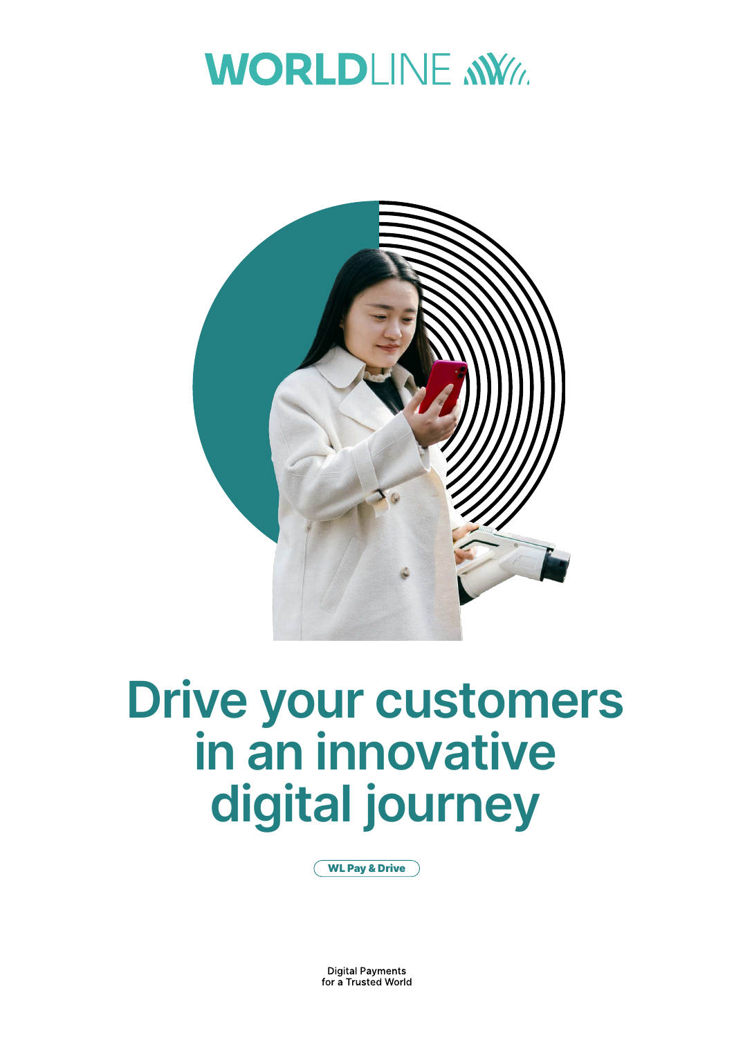WORLDLINE

# Drive your customers in an innovative digital journey

WL Pay & Drive

Digital Payments
for a Trusted World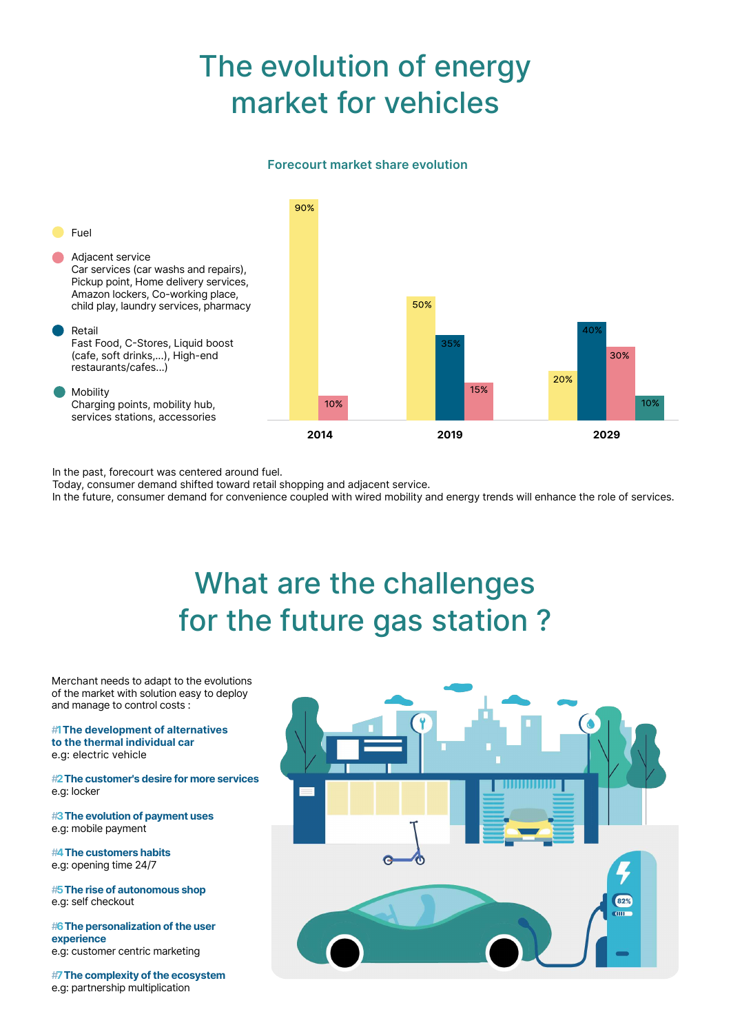# The evolution of energy market for vehicles

## Forecourt market share evolution

- **Fuel**
- **Adjacent service**
  Car services (car washs and repairs), Pickup point, Home delivery services, Amazon lockers, Co-working place, child play, laundry services, pharmacy
- **Retail**
  Fast Food, C-Stores, Liquid boost (cafe, soft drinks,...), High-end restaurants/cafes...)
- **Mobility**
  Charging points, mobility hub, services stations, accessories

| | Fuel | Retail | Adjacent service | Mobility |
|---|---|---|---|---|
| 2014 | 90% | | 10% | |
| 2019 | 50% | 35% | 15% | |
| 2029 | 20% | 40% | 30% | 10% |

In the past, forecourt was centered around fuel.
Today, consumer demand shifted toward retail shopping and adjacent service.
In the future, consumer demand for convenience coupled with wired mobility and energy trends will enhance the role of services.

# What are the challenges for the future gas station ?

Merchant needs to adapt to the evolutions of the market with solution easy to deploy and manage to control costs :

**#1 The development of alternatives to the thermal individual car**
e.g: electric vehicle

**#2 The customer's desire for more services**
e.g: locker

**#3 The evolution of payment uses**
e.g: mobile payment

**#4 The customers habits**
e.g: opening time 24/7

**#5 The rise of autonomous shop**
e.g: self checkout

**#6 The personalization of the user experience**
e.g: customer centric marketing

**#7 The complexity of the ecosystem**
e.g: partnership multiplication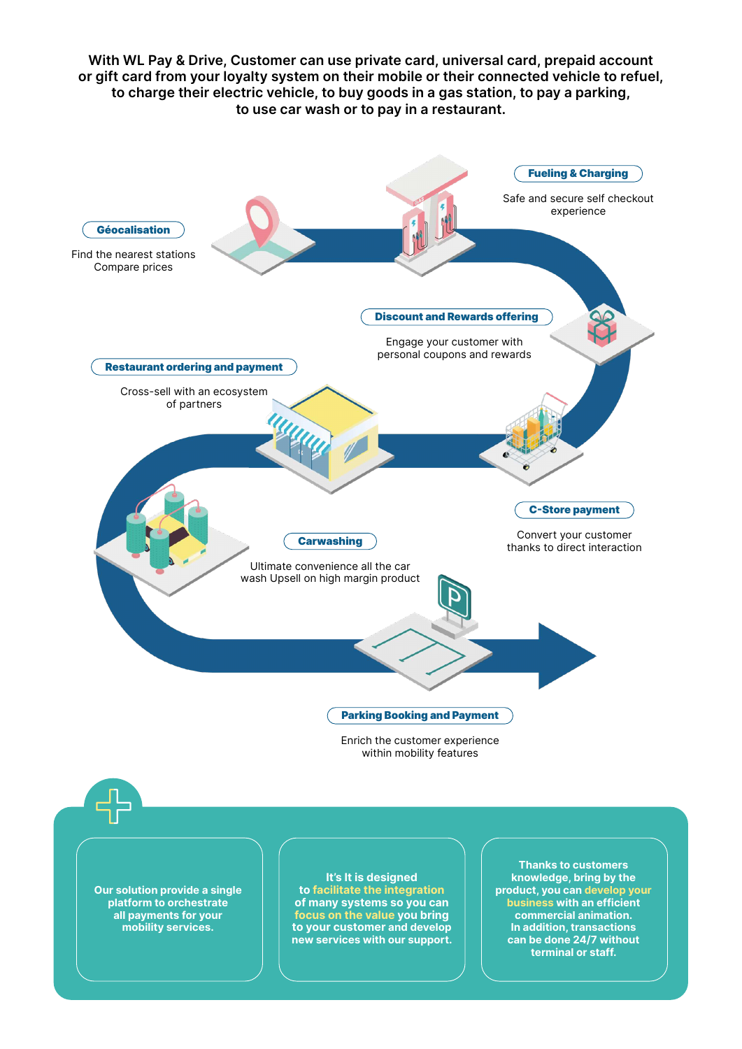**With WL Pay & Drive, Customer can use private card, universal card, prepaid account or gift card from your loyalty system on their mobile or their connected vehicle to refuel, to charge their electric vehicle, to buy goods in a gas station, to pay a parking, to use car wash or to pay in a restaurant.**

**Géocalisation**

Find the nearest stations
Compare prices

**Fueling & Charging**

Safe and secure self checkout experience

**Discount and Rewards offering**

Engage your customer with personal coupons and rewards

**Restaurant ordering and payment**

Cross-sell with an ecosystem of partners

**C-Store payment**

Convert your customer thanks to direct interaction

**Carwashing**

Ultimate convenience all the car wash Upsell on high margin product

**Parking Booking and Payment**

Enrich the customer experience within mobility features

**Our solution provide a single platform to orchestrate all payments for your mobility services.**

**It's It is designed to facilitate the integration of many systems so you can focus on the value you bring to your customer and develop new services with our support.**

**Thanks to customers knowledge, bring by the product, you can develop your business with an efficient commercial animation. In addition, transactions can be done 24/7 without terminal or staff.**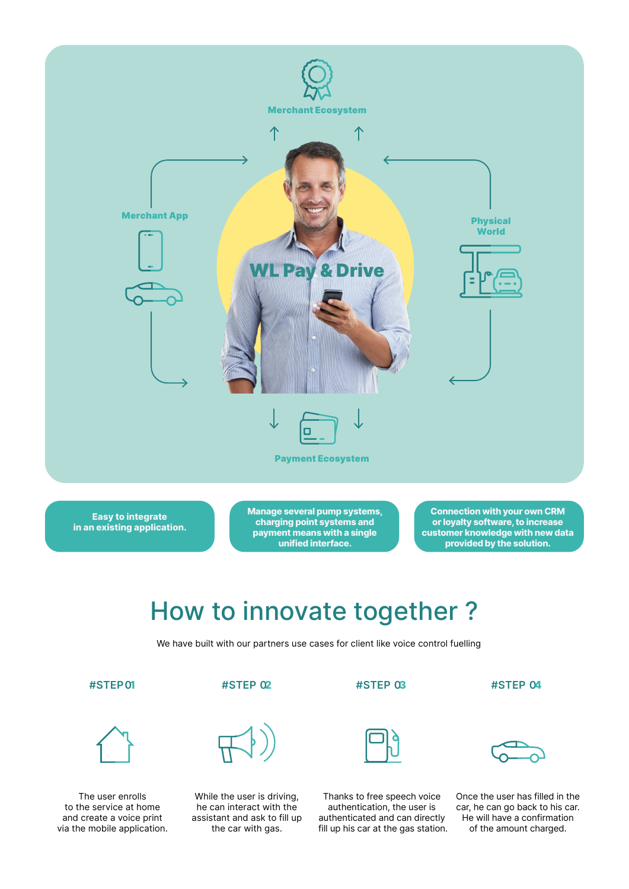Merchant Ecosystem

Merchant App

Physical World

**WL Pay & Drive**

Payment Ecosystem

**Easy to integrate in an existing application.**

**Manage several pump systems, charging point systems and payment means with a single unified interface.**

**Connection with your own CRM or loyalty software, to increase customer knowledge with new data provided by the solution.**

# How to innovate together ?

We have built with our partners use cases for client like voice control fuelling

**#STEP 01**

The user enrolls to the service at home and create a voice print via the mobile application.

**#STEP 02**

While the user is driving, he can interact with the assistant and ask to fill up the car with gas.

**#STEP 03**

Thanks to free speech voice authentication, the user is authenticated and can directly fill up his car at the gas station.

**#STEP 04**

Once the user has filled in the car, he can go back to his car. He will have a confirmation of the amount charged.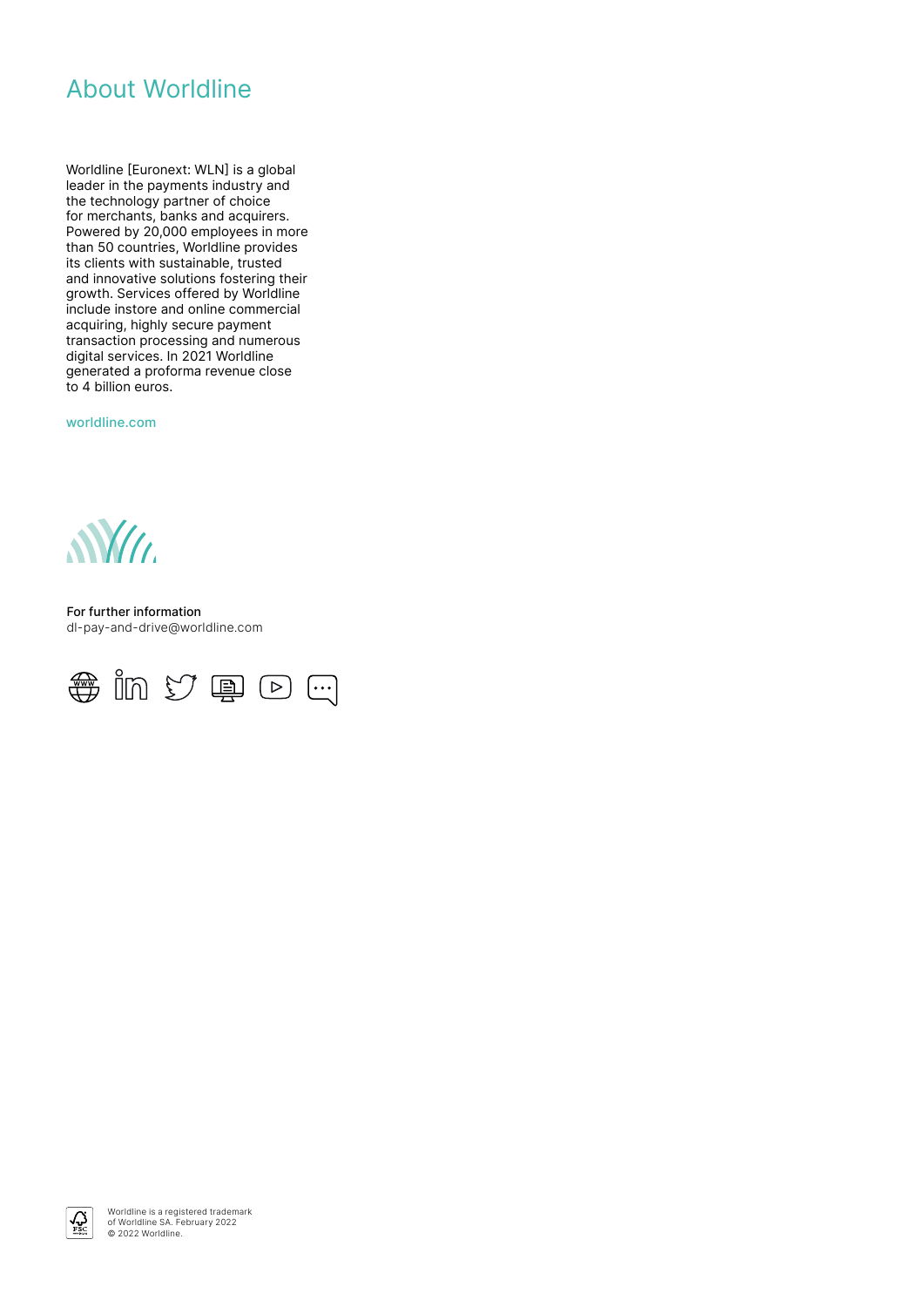# About Worldline

Worldline [Euronext: WLN] is a global leader in the payments industry and the technology partner of choice for merchants, banks and acquirers. Powered by 20,000 employees in more than 50 countries, Worldline provides its clients with sustainable, trusted and innovative solutions fostering their growth. Services offered by Worldline include instore and online commercial acquiring, highly secure payment transaction processing and numerous digital services. In 2021 Worldline generated a proforma revenue close to 4 billion euros.

worldline.com

For further information
dl-pay-and-drive@worldline.com

Worldline is a registered trademark of Worldline SA. February 2022
© 2022 Worldline.